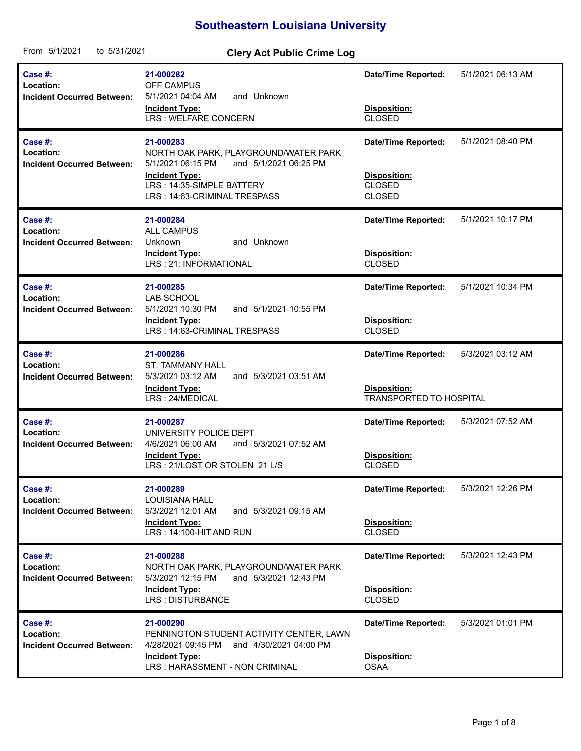# Southeastern Louisiana University

From 5/1/2021 to 5/31/2021

## Clery Act Public Crime Log

| Case #: | 21-000282 | Date/Time Reported: | 5/1/2021 06:13 AM |
|---|---|---|---|
| Location: | OFF CAMPUS | | |
| Incident Occurred Between: | 5/1/2021 04:04 AM and Unknown | | |
| | **Incident Type:** | **Disposition:** | |
| | LRS : WELFARE CONCERN | CLOSED | |

| Case #: | 21-000283 | Date/Time Reported: | 5/1/2021 08:40 PM |
|---|---|---|---|
| Location: | NORTH OAK PARK, PLAYGROUND/WATER PARK | | |
| Incident Occurred Between: | 5/1/2021 06:15 PM and 5/1/2021 06:25 PM | | |
| | **Incident Type:** | **Disposition:** | |
| | LRS : 14:35-SIMPLE BATTERY | CLOSED | |
| | LRS : 14:63-CRIMINAL TRESPASS | CLOSED | |

| Case #: | 21-000284 | Date/Time Reported: | 5/1/2021 10:17 PM |
|---|---|---|---|
| Location: | ALL CAMPUS | | |
| Incident Occurred Between: | Unknown and Unknown | | |
| | **Incident Type:** | **Disposition:** | |
| | LRS : 21: INFORMATIONAL | CLOSED | |

| Case #: | 21-000285 | Date/Time Reported: | 5/1/2021 10:34 PM |
|---|---|---|---|
| Location: | LAB SCHOOL | | |
| Incident Occurred Between: | 5/1/2021 10:30 PM and 5/1/2021 10:55 PM | | |
| | **Incident Type:** | **Disposition:** | |
| | LRS : 14:63-CRIMINAL TRESPASS | CLOSED | |

| Case #: | 21-000286 | Date/Time Reported: | 5/3/2021 03:12 AM |
|---|---|---|---|
| Location: | ST. TAMMANY HALL | | |
| Incident Occurred Between: | 5/3/2021 03:12 AM and 5/3/2021 03:51 AM | | |
| | **Incident Type:** | **Disposition:** | |
| | LRS : 24/MEDICAL | TRANSPORTED TO HOSPITAL | |

| Case #: | 21-000287 | Date/Time Reported: | 5/3/2021 07:52 AM |
|---|---|---|---|
| Location: | UNIVERSITY POLICE DEPT | | |
| Incident Occurred Between: | 4/6/2021 06:00 AM and 5/3/2021 07:52 AM | | |
| | **Incident Type:** | **Disposition:** | |
| | LRS : 21/LOST OR STOLEN 21 L/S | CLOSED | |

| Case #: | 21-000289 | Date/Time Reported: | 5/3/2021 12:26 PM |
|---|---|---|---|
| Location: | LOUISIANA HALL | | |
| Incident Occurred Between: | 5/3/2021 12:01 AM and 5/3/2021 09:15 AM | | |
| | **Incident Type:** | **Disposition:** | |
| | LRS : 14:100-HIT AND RUN | CLOSED | |

| Case #: | 21-000288 | Date/Time Reported: | 5/3/2021 12:43 PM |
|---|---|---|---|
| Location: | NORTH OAK PARK, PLAYGROUND/WATER PARK | | |
| Incident Occurred Between: | 5/3/2021 12:15 PM and 5/3/2021 12:43 PM | | |
| | **Incident Type:** | **Disposition:** | |
| | LRS : DISTURBANCE | CLOSED | |

| Case #: | 21-000290 | Date/Time Reported: | 5/3/2021 01:01 PM |
|---|---|---|---|
| Location: | PENNINGTON STUDENT ACTIVITY CENTER, LAWN | | |
| Incident Occurred Between: | 4/28/2021 09:45 PM and 4/30/2021 04:00 PM | | |
| | **Incident Type:** | **Disposition:** | |
| | LRS : HARASSMENT - NON CRIMINAL | OSAA | |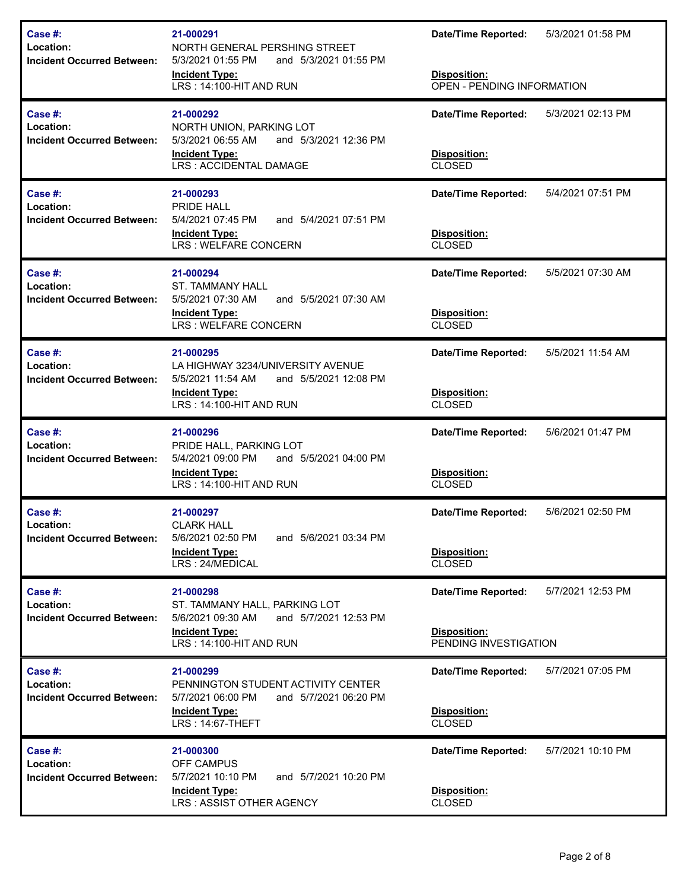| Case #: | Location: | Incident Occurred Between: | Incident Type: | Date/Time Reported: | Disposition: |
|---|---|---|---|---|---|
| 21-000291 | NORTH GENERAL PERSHING STREET | 5/3/2021 01:55 PM and 5/3/2021 01:55 PM | LRS : 14:100-HIT AND RUN | 5/3/2021 01:58 PM | OPEN - PENDING INFORMATION |
| 21-000292 | NORTH UNION, PARKING LOT | 5/3/2021 06:55 AM and 5/3/2021 12:36 PM | LRS : ACCIDENTAL DAMAGE | 5/3/2021 02:13 PM | CLOSED |
| 21-000293 | PRIDE HALL | 5/4/2021 07:45 PM and 5/4/2021 07:51 PM | LRS : WELFARE CONCERN | 5/4/2021 07:51 PM | CLOSED |
| 21-000294 | ST. TAMMANY HALL | 5/5/2021 07:30 AM and 5/5/2021 07:30 AM | LRS : WELFARE CONCERN | 5/5/2021 07:30 AM | CLOSED |
| 21-000295 | LA HIGHWAY 3234/UNIVERSITY AVENUE | 5/5/2021 11:54 AM and 5/5/2021 12:08 PM | LRS : 14:100-HIT AND RUN | 5/5/2021 11:54 AM | CLOSED |
| 21-000296 | PRIDE HALL, PARKING LOT | 5/4/2021 09:00 PM and 5/5/2021 04:00 PM | LRS : 14:100-HIT AND RUN | 5/6/2021 01:47 PM | CLOSED |
| 21-000297 | CLARK HALL | 5/6/2021 02:50 PM and 5/6/2021 03:34 PM | LRS : 24/MEDICAL | 5/6/2021 02:50 PM | CLOSED |
| 21-000298 | ST. TAMMANY HALL, PARKING LOT | 5/6/2021 09:30 AM and 5/7/2021 12:53 PM | LRS : 14:100-HIT AND RUN | 5/7/2021 12:53 PM | PENDING INVESTIGATION |
| 21-000299 | PENNINGTON STUDENT ACTIVITY CENTER | 5/7/2021 06:00 PM and 5/7/2021 06:20 PM | LRS : 14:67-THEFT | 5/7/2021 07:05 PM | CLOSED |
| 21-000300 | OFF CAMPUS | 5/7/2021 10:10 PM and 5/7/2021 10:20 PM | LRS : ASSIST OTHER AGENCY | 5/7/2021 10:10 PM | CLOSED |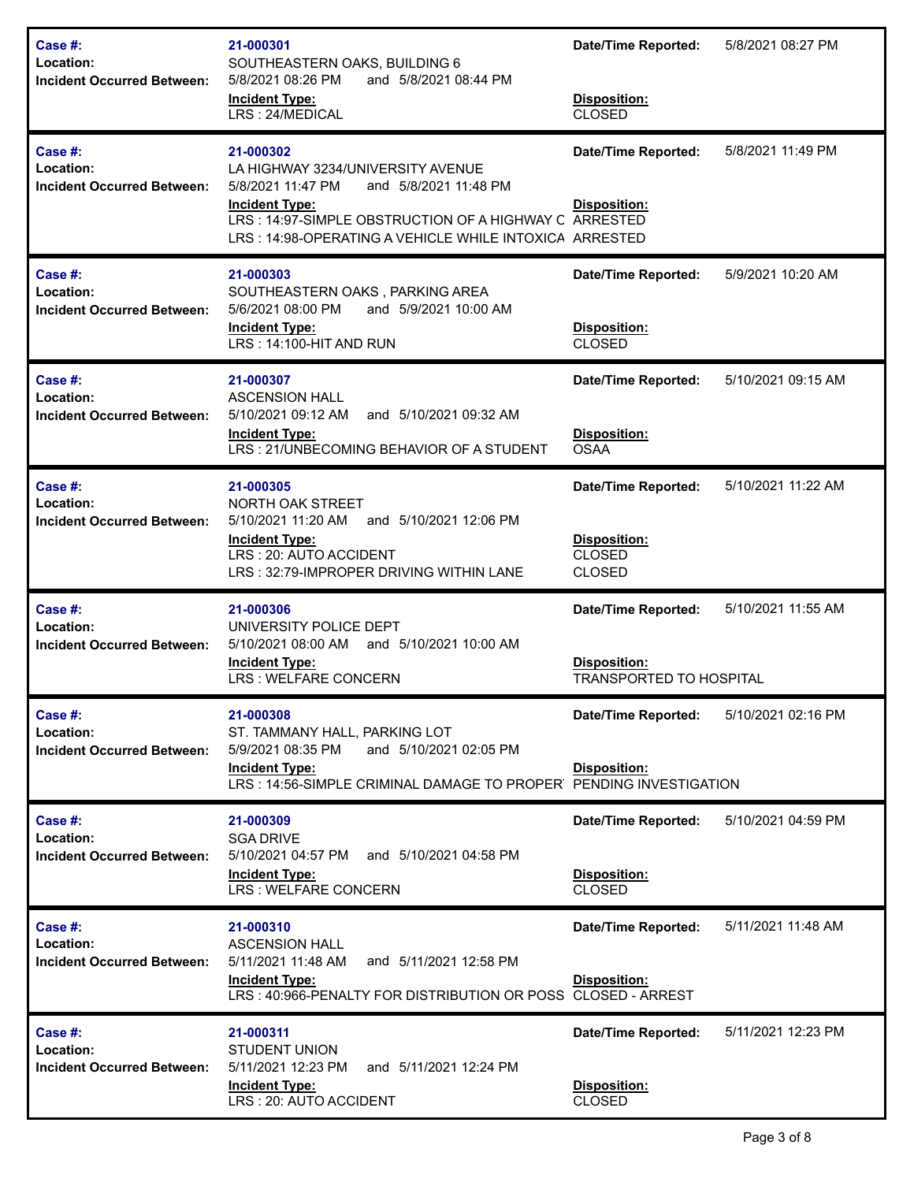| Case #: | 21-000301 | Date/Time Reported: | 5/8/2021 08:27 PM |
|---|---|---|---|
| Location: | SOUTHEASTERN OAKS, BUILDING 6 | | |
| Incident Occurred Between: | 5/8/2021 08:26 PM and 5/8/2021 08:44 PM | | |
| | **Incident Type:** | **Disposition:** | |
| | LRS : 24/MEDICAL | CLOSED | |

| Case #: | 21-000302 | Date/Time Reported: | 5/8/2021 11:49 PM |
|---|---|---|---|
| Location: | LA HIGHWAY 3234/UNIVERSITY AVENUE | | |
| Incident Occurred Between: | 5/8/2021 11:47 PM and 5/8/2021 11:48 PM | | |
| | **Incident Type:** | **Disposition:** | |
| | LRS : 14:97-SIMPLE OBSTRUCTION OF A HIGHWAY C | ARRESTED | |
| | LRS : 14:98-OPERATING A VEHICLE WHILE INTOXICA | ARRESTED | |

| Case #: | 21-000303 | Date/Time Reported: | 5/9/2021 10:20 AM |
|---|---|---|---|
| Location: | SOUTHEASTERN OAKS , PARKING AREA | | |
| Incident Occurred Between: | 5/6/2021 08:00 PM and 5/9/2021 10:00 AM | | |
| | **Incident Type:** | **Disposition:** | |
| | LRS : 14:100-HIT AND RUN | CLOSED | |

| Case #: | 21-000307 | Date/Time Reported: | 5/10/2021 09:15 AM |
|---|---|---|---|
| Location: | ASCENSION HALL | | |
| Incident Occurred Between: | 5/10/2021 09:12 AM and 5/10/2021 09:32 AM | | |
| | **Incident Type:** | **Disposition:** | |
| | LRS : 21/UNBECOMING BEHAVIOR OF A STUDENT | OSAA | |

| Case #: | 21-000305 | Date/Time Reported: | 5/10/2021 11:22 AM |
|---|---|---|---|
| Location: | NORTH OAK STREET | | |
| Incident Occurred Between: | 5/10/2021 11:20 AM and 5/10/2021 12:06 PM | | |
| | **Incident Type:** | **Disposition:** | |
| | LRS : 20: AUTO ACCIDENT | CLOSED | |
| | LRS : 32:79-IMPROPER DRIVING WITHIN LANE | CLOSED | |

| Case #: | 21-000306 | Date/Time Reported: | 5/10/2021 11:55 AM |
|---|---|---|---|
| Location: | UNIVERSITY POLICE DEPT | | |
| Incident Occurred Between: | 5/10/2021 08:00 AM and 5/10/2021 10:00 AM | | |
| | **Incident Type:** | **Disposition:** | |
| | LRS : WELFARE CONCERN | TRANSPORTED TO HOSPITAL | |

| Case #: | 21-000308 | Date/Time Reported: | 5/10/2021 02:16 PM |
|---|---|---|---|
| Location: | ST. TAMMANY HALL, PARKING LOT | | |
| Incident Occurred Between: | 5/9/2021 08:35 PM and 5/10/2021 02:05 PM | | |
| | **Incident Type:** | **Disposition:** | |
| | LRS : 14:56-SIMPLE CRIMINAL DAMAGE TO PROPER | PENDING INVESTIGATION | |

| Case #: | 21-000309 | Date/Time Reported: | 5/10/2021 04:59 PM |
|---|---|---|---|
| Location: | SGA DRIVE | | |
| Incident Occurred Between: | 5/10/2021 04:57 PM and 5/10/2021 04:58 PM | | |
| | **Incident Type:** | **Disposition:** | |
| | LRS : WELFARE CONCERN | CLOSED | |

| Case #: | 21-000310 | Date/Time Reported: | 5/11/2021 11:48 AM |
|---|---|---|---|
| Location: | ASCENSION HALL | | |
| Incident Occurred Between: | 5/11/2021 11:48 AM and 5/11/2021 12:58 PM | | |
| | **Incident Type:** | **Disposition:** | |
| | LRS : 40:966-PENALTY FOR DISTRIBUTION OR POSS | CLOSED - ARREST | |

| Case #: | 21-000311 | Date/Time Reported: | 5/11/2021 12:23 PM |
|---|---|---|---|
| Location: | STUDENT UNION | | |
| Incident Occurred Between: | 5/11/2021 12:23 PM and 5/11/2021 12:24 PM | | |
| | **Incident Type:** | **Disposition:** | |
| | LRS : 20: AUTO ACCIDENT | CLOSED | |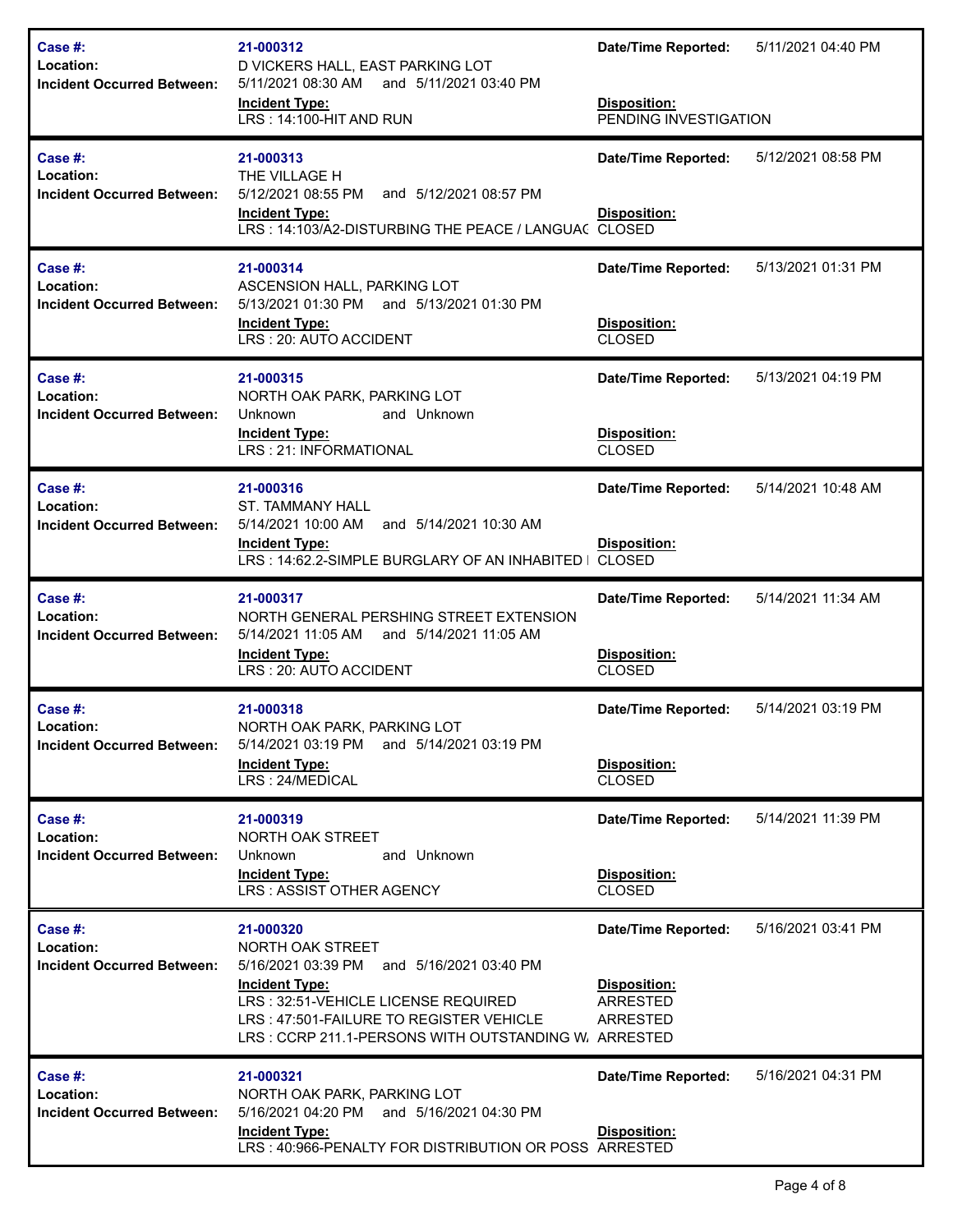| Case #: | 21-000312 | Date/Time Reported: | 5/11/2021 04:40 PM |
|---|---|---|---|
| Location: | D VICKERS HALL, EAST PARKING LOT | | |
| Incident Occurred Between: | 5/11/2021 08:30 AM and 5/11/2021 03:40 PM | | |
| | **Incident Type:** | **Disposition:** | |
| | LRS : 14:100-HIT AND RUN | PENDING INVESTIGATION | |

| Case #: | 21-000313 | Date/Time Reported: | 5/12/2021 08:58 PM |
|---|---|---|---|
| Location: | THE VILLAGE H | | |
| Incident Occurred Between: | 5/12/2021 08:55 PM and 5/12/2021 08:57 PM | | |
| | **Incident Type:** | **Disposition:** | |
| | LRS : 14:103/A2-DISTURBING THE PEACE / LANGUAC | CLOSED | |

| Case #: | 21-000314 | Date/Time Reported: | 5/13/2021 01:31 PM |
|---|---|---|---|
| Location: | ASCENSION HALL, PARKING LOT | | |
| Incident Occurred Between: | 5/13/2021 01:30 PM and 5/13/2021 01:30 PM | | |
| | **Incident Type:** | **Disposition:** | |
| | LRS : 20: AUTO ACCIDENT | CLOSED | |

| Case #: | 21-000315 | Date/Time Reported: | 5/13/2021 04:19 PM |
|---|---|---|---|
| Location: | NORTH OAK PARK, PARKING LOT | | |
| Incident Occurred Between: | Unknown and Unknown | | |
| | **Incident Type:** | **Disposition:** | |
| | LRS : 21: INFORMATIONAL | CLOSED | |

| Case #: | 21-000316 | Date/Time Reported: | 5/14/2021 10:48 AM |
|---|---|---|---|
| Location: | ST. TAMMANY HALL | | |
| Incident Occurred Between: | 5/14/2021 10:00 AM and 5/14/2021 10:30 AM | | |
| | **Incident Type:** | **Disposition:** | |
| | LRS : 14:62.2-SIMPLE BURGLARY OF AN INHABITED I | CLOSED | |

| Case #: | 21-000317 | Date/Time Reported: | 5/14/2021 11:34 AM |
|---|---|---|---|
| Location: | NORTH GENERAL PERSHING STREET EXTENSION | | |
| Incident Occurred Between: | 5/14/2021 11:05 AM and 5/14/2021 11:05 AM | | |
| | **Incident Type:** | **Disposition:** | |
| | LRS : 20: AUTO ACCIDENT | CLOSED | |

| Case #: | 21-000318 | Date/Time Reported: | 5/14/2021 03:19 PM |
|---|---|---|---|
| Location: | NORTH OAK PARK, PARKING LOT | | |
| Incident Occurred Between: | 5/14/2021 03:19 PM and 5/14/2021 03:19 PM | | |
| | **Incident Type:** | **Disposition:** | |
| | LRS : 24/MEDICAL | CLOSED | |

| Case #: | 21-000319 | Date/Time Reported: | 5/14/2021 11:39 PM |
|---|---|---|---|
| Location: | NORTH OAK STREET | | |
| Incident Occurred Between: | Unknown and Unknown | | |
| | **Incident Type:** | **Disposition:** | |
| | LRS : ASSIST OTHER AGENCY | CLOSED | |

| Case #: | 21-000320 | Date/Time Reported: | 5/16/2021 03:41 PM |
|---|---|---|---|
| Location: | NORTH OAK STREET | | |
| Incident Occurred Between: | 5/16/2021 03:39 PM and 5/16/2021 03:40 PM | | |
| | **Incident Type:** | **Disposition:** | |
| | LRS : 32:51-VEHICLE LICENSE REQUIRED | ARRESTED | |
| | LRS : 47:501-FAILURE TO REGISTER VEHICLE | ARRESTED | |
| | LRS : CCRP 211.1-PERSONS WITH OUTSTANDING W. | ARRESTED | |

| Case #: | 21-000321 | Date/Time Reported: | 5/16/2021 04:31 PM |
|---|---|---|---|
| Location: | NORTH OAK PARK, PARKING LOT | | |
| Incident Occurred Between: | 5/16/2021 04:20 PM and 5/16/2021 04:30 PM | | |
| | **Incident Type:** | **Disposition:** | |
| | LRS : 40:966-PENALTY FOR DISTRIBUTION OR POSS | ARRESTED | |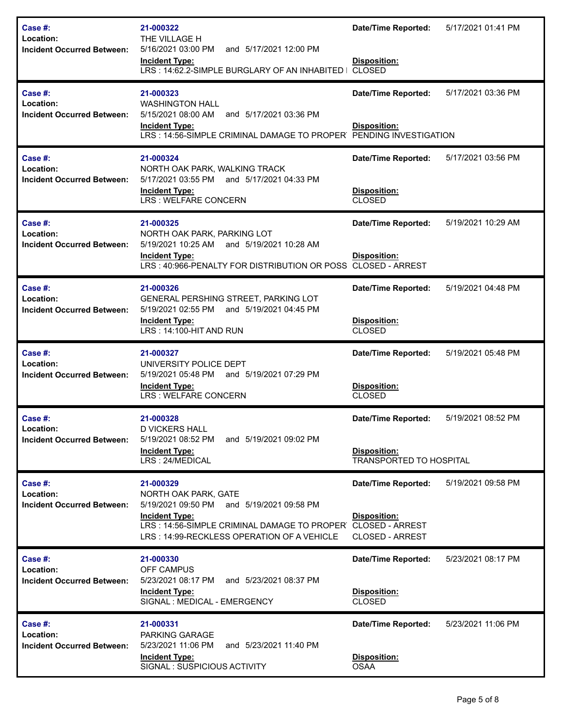| Case #: | 21-000322 | Date/Time Reported: | 5/17/2021 01:41 PM |
|---|---|---|---|
| Location: | THE VILLAGE H | | |
| Incident Occurred Between: | 5/16/2021 03:00 PM and 5/17/2021 12:00 PM | | |
| | **Incident Type:** | **Disposition:** | |
| | LRS : 14:62.2-SIMPLE BURGLARY OF AN INHABITED I | CLOSED | |

| Case #: | 21-000323 | Date/Time Reported: | 5/17/2021 03:36 PM |
|---|---|---|---|
| Location: | WASHINGTON HALL | | |
| Incident Occurred Between: | 5/15/2021 08:00 AM and 5/17/2021 03:36 PM | | |
| | **Incident Type:** | **Disposition:** | |
| | LRS : 14:56-SIMPLE CRIMINAL DAMAGE TO PROPER | PENDING INVESTIGATION | |

| Case #: | 21-000324 | Date/Time Reported: | 5/17/2021 03:56 PM |
|---|---|---|---|
| Location: | NORTH OAK PARK, WALKING TRACK | | |
| Incident Occurred Between: | 5/17/2021 03:55 PM and 5/17/2021 04:33 PM | | |
| | **Incident Type:** | **Disposition:** | |
| | LRS : WELFARE CONCERN | CLOSED | |

| Case #: | 21-000325 | Date/Time Reported: | 5/19/2021 10:29 AM |
|---|---|---|---|
| Location: | NORTH OAK PARK, PARKING LOT | | |
| Incident Occurred Between: | 5/19/2021 10:25 AM and 5/19/2021 10:28 AM | | |
| | **Incident Type:** | **Disposition:** | |
| | LRS : 40:966-PENALTY FOR DISTRIBUTION OR POSS | CLOSED - ARREST | |

| Case #: | 21-000326 | Date/Time Reported: | 5/19/2021 04:48 PM |
|---|---|---|---|
| Location: | GENERAL PERSHING STREET, PARKING LOT | | |
| Incident Occurred Between: | 5/19/2021 02:55 PM and 5/19/2021 04:45 PM | | |
| | **Incident Type:** | **Disposition:** | |
| | LRS : 14:100-HIT AND RUN | CLOSED | |

| Case #: | 21-000327 | Date/Time Reported: | 5/19/2021 05:48 PM |
|---|---|---|---|
| Location: | UNIVERSITY POLICE DEPT | | |
| Incident Occurred Between: | 5/19/2021 05:48 PM and 5/19/2021 07:29 PM | | |
| | **Incident Type:** | **Disposition:** | |
| | LRS : WELFARE CONCERN | CLOSED | |

| Case #: | 21-000328 | Date/Time Reported: | 5/19/2021 08:52 PM |
|---|---|---|---|
| Location: | D VICKERS HALL | | |
| Incident Occurred Between: | 5/19/2021 08:52 PM and 5/19/2021 09:02 PM | | |
| | **Incident Type:** | **Disposition:** | |
| | LRS : 24/MEDICAL | TRANSPORTED TO HOSPITAL | |

| Case #: | 21-000329 | Date/Time Reported: | 5/19/2021 09:58 PM |
|---|---|---|---|
| Location: | NORTH OAK PARK, GATE | | |
| Incident Occurred Between: | 5/19/2021 09:50 PM and 5/19/2021 09:58 PM | | |
| | **Incident Type:** | **Disposition:** | |
| | LRS : 14:56-SIMPLE CRIMINAL DAMAGE TO PROPER | CLOSED - ARREST | |
| | LRS : 14:99-RECKLESS OPERATION OF A VEHICLE | CLOSED - ARREST | |

| Case #: | 21-000330 | Date/Time Reported: | 5/23/2021 08:17 PM |
|---|---|---|---|
| Location: | OFF CAMPUS | | |
| Incident Occurred Between: | 5/23/2021 08:17 PM and 5/23/2021 08:37 PM | | |
| | **Incident Type:** | **Disposition:** | |
| | SIGNAL : MEDICAL - EMERGENCY | CLOSED | |

| Case #: | 21-000331 | Date/Time Reported: | 5/23/2021 11:06 PM |
|---|---|---|---|
| Location: | PARKING GARAGE | | |
| Incident Occurred Between: | 5/23/2021 11:06 PM and 5/23/2021 11:40 PM | | |
| | **Incident Type:** | **Disposition:** | |
| | SIGNAL : SUSPICIOUS ACTIVITY | OSAA | |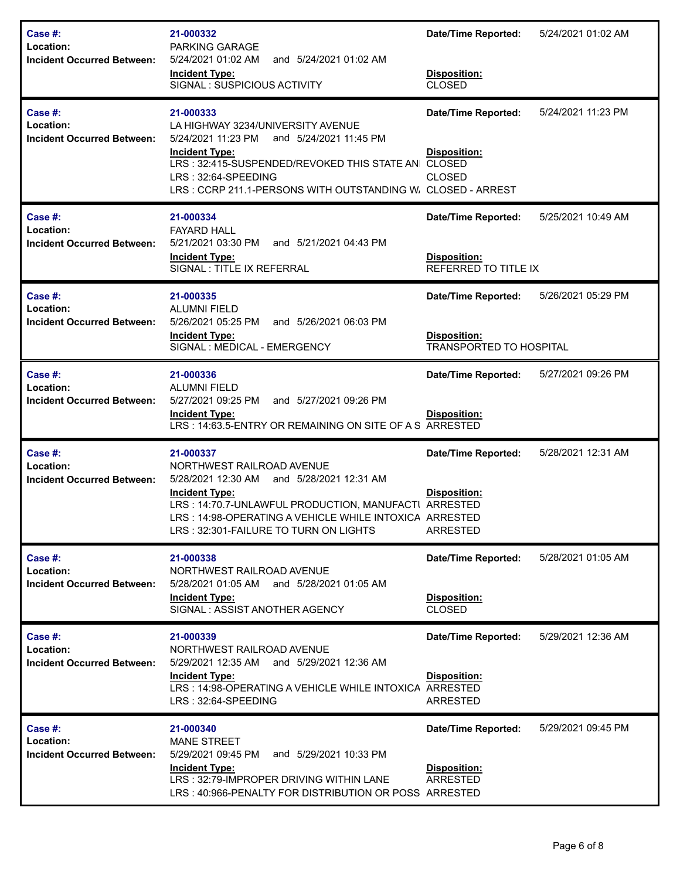| Case #: | 21-000332 | Date/Time Reported: | 5/24/2021 01:02 AM |
|---|---|---|---|
| Location: | PARKING GARAGE | | |
| Incident Occurred Between: | 5/24/2021 01:02 AM and 5/24/2021 01:02 AM | | |
| | **Incident Type:** | **Disposition:** | |
| | SIGNAL : SUSPICIOUS ACTIVITY | CLOSED | |

| Case #: | 21-000333 | Date/Time Reported: | 5/24/2021 11:23 PM |
|---|---|---|---|
| Location: | LA HIGHWAY 3234/UNIVERSITY AVENUE | | |
| Incident Occurred Between: | 5/24/2021 11:23 PM and 5/24/2021 11:45 PM | | |
| | **Incident Type:** | **Disposition:** | |
| | LRS : 32:415-SUSPENDED/REVOKED THIS STATE AN | CLOSED | |
| | LRS : 32:64-SPEEDING | CLOSED | |
| | LRS : CCRP 211.1-PERSONS WITH OUTSTANDING W | CLOSED - ARREST | |

| Case #: | 21-000334 | Date/Time Reported: | 5/25/2021 10:49 AM |
|---|---|---|---|
| Location: | FAYARD HALL | | |
| Incident Occurred Between: | 5/21/2021 03:30 PM and 5/21/2021 04:43 PM | | |
| | **Incident Type:** | **Disposition:** | |
| | SIGNAL : TITLE IX REFERRAL | REFERRED TO TITLE IX | |

| Case #: | 21-000335 | Date/Time Reported: | 5/26/2021 05:29 PM |
|---|---|---|---|
| Location: | ALUMNI FIELD | | |
| Incident Occurred Between: | 5/26/2021 05:25 PM and 5/26/2021 06:03 PM | | |
| | **Incident Type:** | **Disposition:** | |
| | SIGNAL : MEDICAL - EMERGENCY | TRANSPORTED TO HOSPITAL | |

| Case #: | 21-000336 | Date/Time Reported: | 5/27/2021 09:26 PM |
|---|---|---|---|
| Location: | ALUMNI FIELD | | |
| Incident Occurred Between: | 5/27/2021 09:25 PM and 5/27/2021 09:26 PM | | |
| | **Incident Type:** | **Disposition:** | |
| | LRS : 14:63.5-ENTRY OR REMAINING ON SITE OF A S | ARRESTED | |

| Case #: | 21-000337 | Date/Time Reported: | 5/28/2021 12:31 AM |
|---|---|---|---|
| Location: | NORTHWEST RAILROAD AVENUE | | |
| Incident Occurred Between: | 5/28/2021 12:30 AM and 5/28/2021 12:31 AM | | |
| | **Incident Type:** | **Disposition:** | |
| | LRS : 14:70.7-UNLAWFUL PRODUCTION, MANUFACTI | ARRESTED | |
| | LRS : 14:98-OPERATING A VEHICLE WHILE INTOXICA | ARRESTED | |
| | LRS : 32:301-FAILURE TO TURN ON LIGHTS | ARRESTED | |

| Case #: | 21-000338 | Date/Time Reported: | 5/28/2021 01:05 AM |
|---|---|---|---|
| Location: | NORTHWEST RAILROAD AVENUE | | |
| Incident Occurred Between: | 5/28/2021 01:05 AM and 5/28/2021 01:05 AM | | |
| | **Incident Type:** | **Disposition:** | |
| | SIGNAL : ASSIST ANOTHER AGENCY | CLOSED | |

| Case #: | 21-000339 | Date/Time Reported: | 5/29/2021 12:36 AM |
|---|---|---|---|
| Location: | NORTHWEST RAILROAD AVENUE | | |
| Incident Occurred Between: | 5/29/2021 12:35 AM and 5/29/2021 12:36 AM | | |
| | **Incident Type:** | **Disposition:** | |
| | LRS : 14:98-OPERATING A VEHICLE WHILE INTOXICA | ARRESTED | |
| | LRS : 32:64-SPEEDING | ARRESTED | |

| Case #: | 21-000340 | Date/Time Reported: | 5/29/2021 09:45 PM |
|---|---|---|---|
| Location: | MANE STREET | | |
| Incident Occurred Between: | 5/29/2021 09:45 PM and 5/29/2021 10:33 PM | | |
| | **Incident Type:** | **Disposition:** | |
| | LRS : 32:79-IMPROPER DRIVING WITHIN LANE | ARRESTED | |
| | LRS : 40:966-PENALTY FOR DISTRIBUTION OR POSS | ARRESTED | |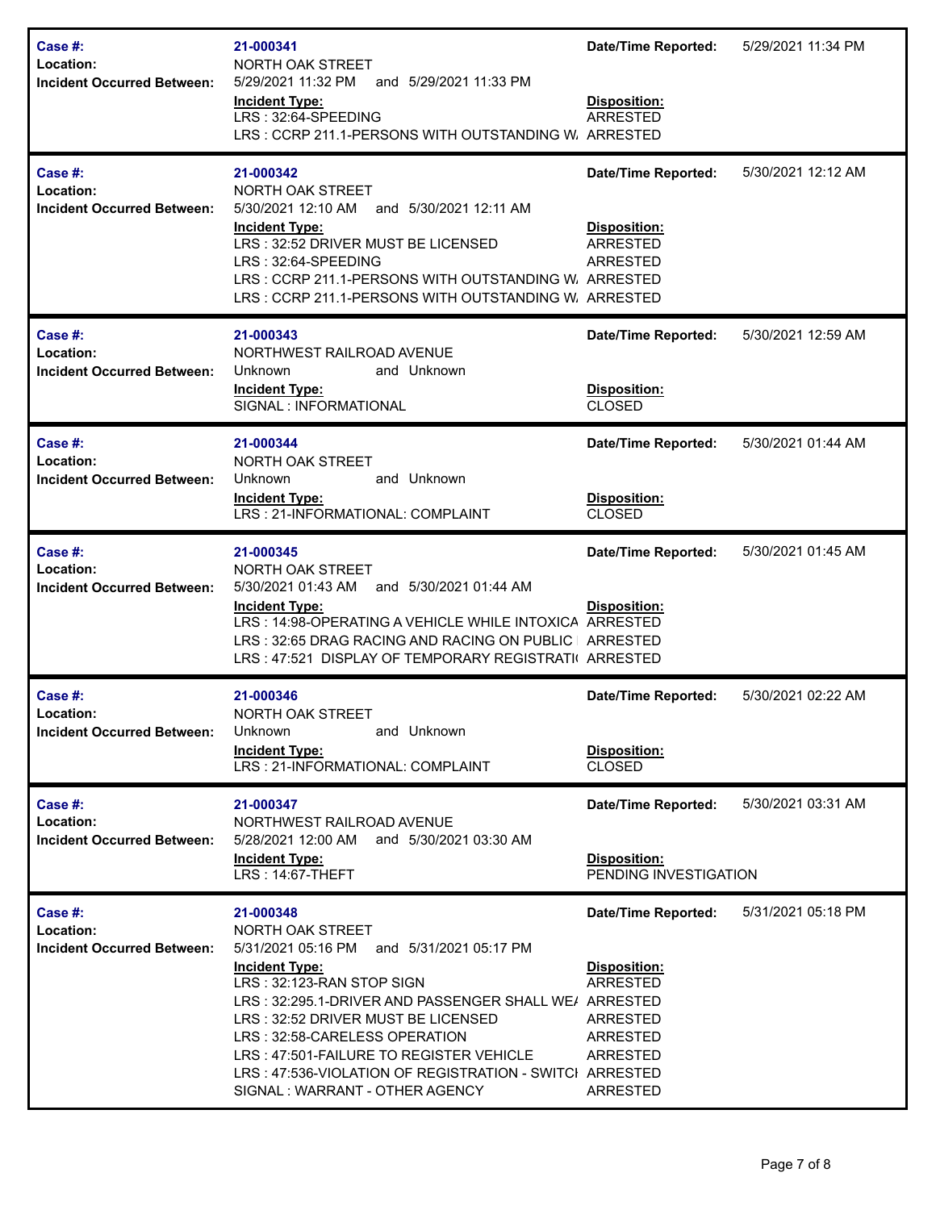| Case #: | 21-000341 | Date/Time Reported: | 5/29/2021 11:34 PM |
|---|---|---|---|
| Location: | NORTH OAK STREET | | |
| Incident Occurred Between: | 5/29/2021 11:32 PM and 5/29/2021 11:33 PM | | |
| | **Incident Type:** | **Disposition:** | |
| | LRS : 32:64-SPEEDING | ARRESTED | |
| | LRS : CCRP 211.1-PERSONS WITH OUTSTANDING W. | ARRESTED | |

| Case #: | 21-000342 | Date/Time Reported: | 5/30/2021 12:12 AM |
|---|---|---|---|
| Location: | NORTH OAK STREET | | |
| Incident Occurred Between: | 5/30/2021 12:10 AM and 5/30/2021 12:11 AM | | |
| | **Incident Type:** | **Disposition:** | |
| | LRS : 32:52 DRIVER MUST BE LICENSED | ARRESTED | |
| | LRS : 32:64-SPEEDING | ARRESTED | |
| | LRS : CCRP 211.1-PERSONS WITH OUTSTANDING W. | ARRESTED | |
| | LRS : CCRP 211.1-PERSONS WITH OUTSTANDING W. | ARRESTED | |

| Case #: | 21-000343 | Date/Time Reported: | 5/30/2021 12:59 AM |
|---|---|---|---|
| Location: | NORTHWEST RAILROAD AVENUE | | |
| Incident Occurred Between: | Unknown and Unknown | | |
| | **Incident Type:** | **Disposition:** | |
| | SIGNAL : INFORMATIONAL | CLOSED | |

| Case #: | 21-000344 | Date/Time Reported: | 5/30/2021 01:44 AM |
|---|---|---|---|
| Location: | NORTH OAK STREET | | |
| Incident Occurred Between: | Unknown and Unknown | | |
| | **Incident Type:** | **Disposition:** | |
| | LRS : 21-INFORMATIONAL: COMPLAINT | CLOSED | |

| Case #: | 21-000345 | Date/Time Reported: | 5/30/2021 01:45 AM |
|---|---|---|---|
| Location: | NORTH OAK STREET | | |
| Incident Occurred Between: | 5/30/2021 01:43 AM and 5/30/2021 01:44 AM | | |
| | **Incident Type:** | **Disposition:** | |
| | LRS : 14:98-OPERATING A VEHICLE WHILE INTOXICA | ARRESTED | |
| | LRS : 32:65 DRAG RACING AND RACING ON PUBLIC | ARRESTED | |
| | LRS : 47:521 DISPLAY OF TEMPORARY REGISTRATI | ARRESTED | |

| Case #: | 21-000346 | Date/Time Reported: | 5/30/2021 02:22 AM |
|---|---|---|---|
| Location: | NORTH OAK STREET | | |
| Incident Occurred Between: | Unknown and Unknown | | |
| | **Incident Type:** | **Disposition:** | |
| | LRS : 21-INFORMATIONAL: COMPLAINT | CLOSED | |

| Case #: | 21-000347 | Date/Time Reported: | 5/30/2021 03:31 AM |
|---|---|---|---|
| Location: | NORTHWEST RAILROAD AVENUE | | |
| Incident Occurred Between: | 5/28/2021 12:00 AM and 5/30/2021 03:30 AM | | |
| | **Incident Type:** | **Disposition:** | |
| | LRS : 14:67-THEFT | PENDING INVESTIGATION | |

| Case #: | 21-000348 | Date/Time Reported: | 5/31/2021 05:18 PM |
|---|---|---|---|
| Location: | NORTH OAK STREET | | |
| Incident Occurred Between: | 5/31/2021 05:16 PM and 5/31/2021 05:17 PM | | |
| | **Incident Type:** | **Disposition:** | |
| | LRS : 32:123-RAN STOP SIGN | ARRESTED | |
| | LRS : 32:295.1-DRIVER AND PASSENGER SHALL WE. | ARRESTED | |
| | LRS : 32:52 DRIVER MUST BE LICENSED | ARRESTED | |
| | LRS : 32:58-CARELESS OPERATION | ARRESTED | |
| | LRS : 47:501-FAILURE TO REGISTER VEHICLE | ARRESTED | |
| | LRS : 47:536-VIOLATION OF REGISTRATION - SWITCI | ARRESTED | |
| | SIGNAL : WARRANT - OTHER AGENCY | ARRESTED | |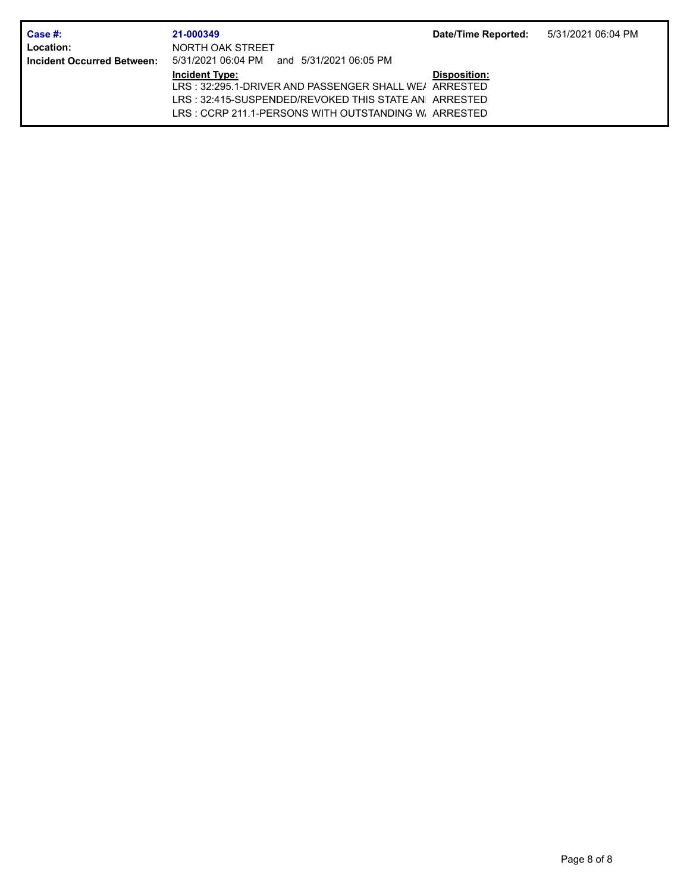| | | | |
|---|---|---|---|
| **Case #:** | **21-000349** | **Date/Time Reported:** | 5/31/2021 06:04 PM |
| **Location:** | NORTH OAK STREET | | |
| **Incident Occurred Between:** | 5/31/2021 06:04 PM and 5/31/2021 06:05 PM | | |
| | **Incident Type:** | **Disposition:** | |
| | LRS : 32:295.1-DRIVER AND PASSENGER SHALL WEA | ARRESTED | |
| | LRS : 32:415-SUSPENDED/REVOKED THIS STATE AN | ARRESTED | |
| | LRS : CCRP 211.1-PERSONS WITH OUTSTANDING W | ARRESTED | |